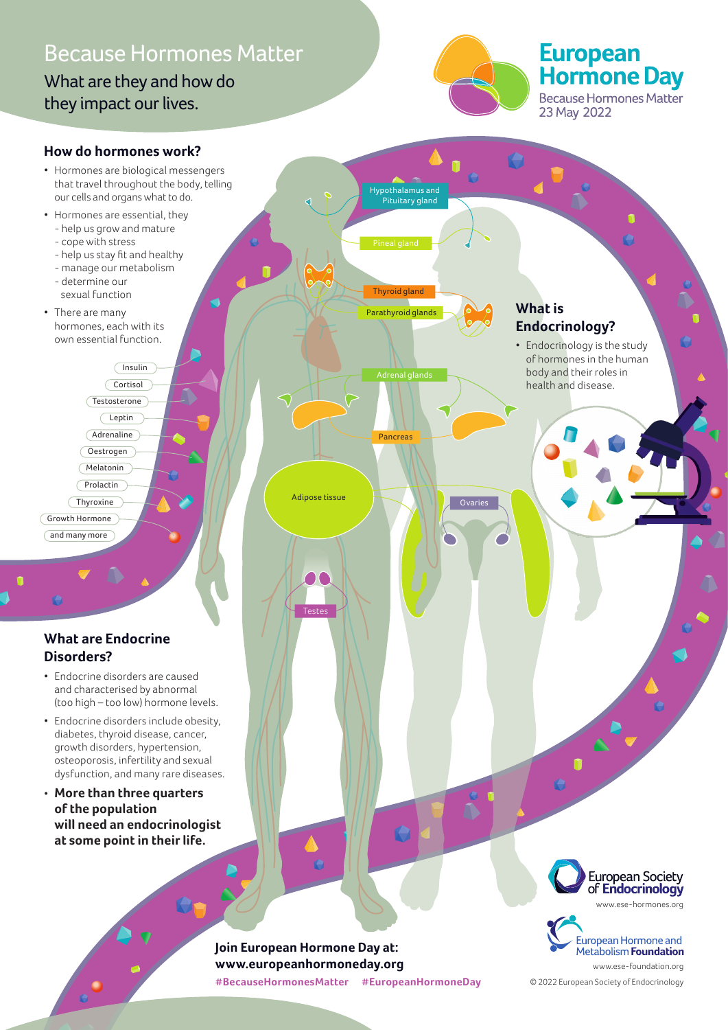# Because Hormones Matter

What are they and how do they impact our lives.

**European Hormone Day**
Because Hormones Matter
23 May 2022

## How do hormones work?

- Hormones are biological messengers that travel throughout the body, telling our cells and organs what to do.
- Hormones are essential, they
  - help us grow and mature
  - cope with stress
  - help us stay fit and healthy
  - manage our metabolism
  - determine our sexual function
- There are many hormones, each with its own essential function.

Insulin
Cortisol
Testosterone
Leptin
Adrenaline
Oestrogen
Melatonin
Prolactin
Thyroxine
Growth Hormone
and many more

Hypothalamus and Pituitary gland
Pineal gland
Thyroid gland
Parathyroid glands
Adrenal glands
Pancreas
Adipose tissue
Ovaries
Testes

## What is Endocrinology?

- Endocrinology is the study of hormones in the human body and their roles in health and disease.

## What are Endocrine Disorders?

- Endocrine disorders are caused and characterised by abnormal (too high – too low) hormone levels.
- Endocrine disorders include obesity, diabetes, thyroid disease, cancer, growth disorders, hypertension, osteoporosis, infertility and sexual dysfunction, and many rare diseases.
- **More than three quarters of the population will need an endocrinologist at some point in their life.**

**Join European Hormone Day at:**
**www.europeanhormoneday.org**
**#BecauseHormonesMatter #EuropeanHormoneDay**

European Society of Endocrinology
www.ese-hormones.org

European Hormone and Metabolism Foundation
www.ese-foundation.org

© 2022 European Society of Endocrinology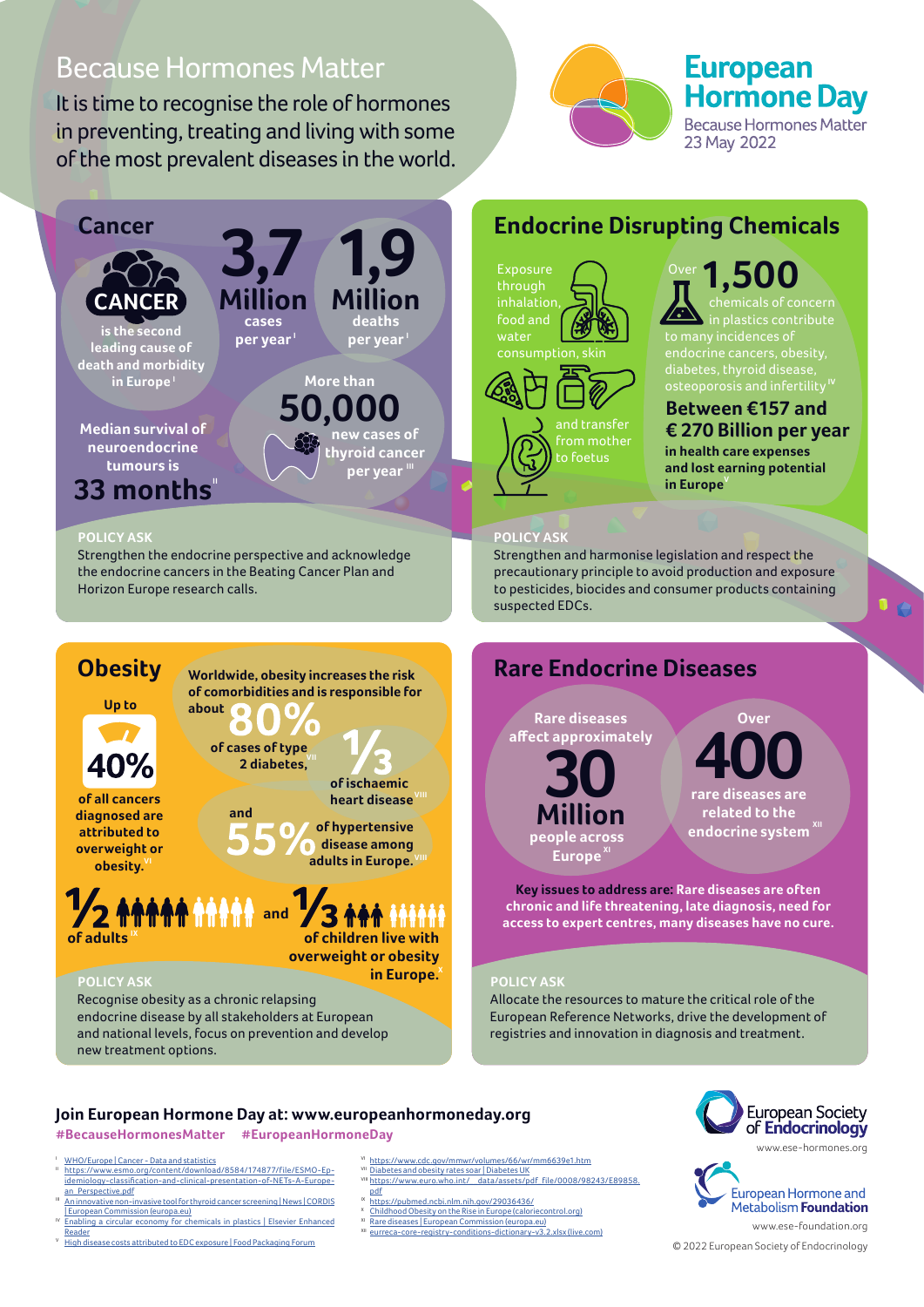# Because Hormones Matter

It is time to recognise the role of hormones in preventing, treating and living with some of the most prevalent diseases in the world.

**European Hormone Day**
Because Hormones Matter
23 May 2022

## Cancer

CANCER is the second leading cause of death and morbidity in Europe[I]

**3,7 Million** cases per year[I]

**1,9 Million** deaths per year[I]

More than **50,000** new cases of thyroid cancer per year[III]

Median survival of neuroendocrine tumours is **33 months**[II]

**POLICY ASK**

Strengthen the endocrine perspective and acknowledge the endocrine cancers in the Beating Cancer Plan and Horizon Europe research calls.

## Endocrine Disrupting Chemicals

Exposure through inhalation, food and water consumption, skin and transfer from mother to foetus

Over **1,500** chemicals of concern in plastics contribute to many incidences of endocrine cancers, obesity, diabetes, thyroid disease, osteoporosis and infertility[IV]

**Between €157 and € 270 Billion per year** in health care expenses and lost earning potential in Europe[V]

**POLICY ASK**

Strengthen and harmonise legislation and respect the precautionary principle to avoid production and exposure to pesticides, biocides and consumer products containing suspected EDCs.

## Obesity

Up to **40%** of all cancers diagnosed are attributed to overweight or obesity.[VI]

Worldwide, obesity increases the risk of comorbidities and is responsible for about **80%** of cases of type 2 diabetes,[VII] **1/3** of ischaemic heart disease[VIII] and **55%** of hypertensive disease among adults in Europe.[VIII]

**1/2** of adults[IX] and **1/3** of children live with overweight or obesity in Europe.[X]

**POLICY ASK**

Recognise obesity as a chronic relapsing endocrine disease by all stakeholders at European and national levels, focus on prevention and develop new treatment options.

## Rare Endocrine Diseases

Rare diseases affect approximately **30 Million** people across Europe[XI]

Over **400** rare diseases are related to the endocrine system[XII]

**Key issues to address are:** Rare diseases are often chronic and life threatening, late diagnosis, need for access to expert centres, many diseases have no cure.

**POLICY ASK**

Allocate the resources to mature the critical role of the European Reference Networks, drive the development of registries and innovation in diagnosis and treatment.

**Join European Hormone Day at: www.europeanhormoneday.org**

**#BecauseHormonesMatter #EuropeanHormoneDay**

European Society of Endocrinology
www.ese-hormones.org

European Hormone and Metabolism Foundation
www.ese-foundation.org

© 2022 European Society of Endocrinology

- I WHO/Europe | Cancer - Data and statistics
- II https://www.esmo.org/content/download/8584/174877/file/ESMO-Ep-idemiology-classification-and-clinical-presentation-of-NETs-A-Europe-an_Perspective.pdf
- III An innovative non-invasive tool for thyroid cancer screening | News | CORDIS | European Commission (europa.eu)
- IV Enabling a circular economy for chemicals in plastics | Elsevier Enhanced Reader
- V High disease costs attributed to EDC exposure | Food Packaging Forum
- VI https://www.cdc.gov/mmwr/volumes/66/wr/mm6639e1.htm
- VII Diabetes and obesity rates soar | Diabetes UK
- VIII https://www.euro.who.int/__data/assets/pdf_file/0008/98243/E89858.pdf
- IX https://pubmed.ncbi.nlm.nih.gov/29036436/
- X Childhood Obesity on the Rise in Europe (caloriecontrol.org)
- XI Rare diseases | European Commission (europa.eu)
- XII eurreca-core-registry-conditions-dictionary-v3.2.xlsx (live.com)